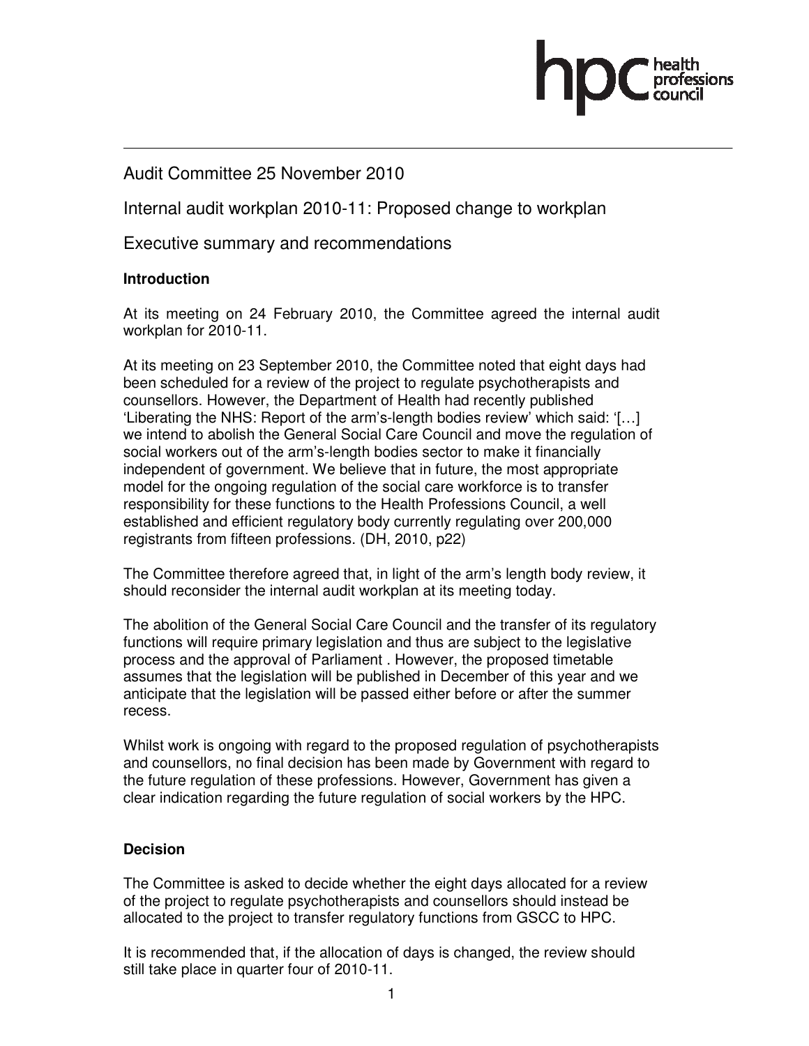# Audit Committee 25 November 2010

## Internal audit workplan 2010-11: Proposed change to workplan

## Executive summary and recommendations

### Introduction

At its meeting on 24 February 2010, the Committee agreed the internal audit workplan for 2010-11.

At its meeting on 23 September 2010, the Committee noted that eight days had been scheduled for a review of the project to regulate psychotherapists and counsellors. However, the Department of Health had recently published 'Liberating the NHS: Report of the arm's-length bodies review' which said: '[…] we intend to abolish the General Social Care Council and move the regulation of social workers out of the arm's-length bodies sector to make it financially independent of government. We believe that in future, the most appropriate model for the ongoing regulation of the social care workforce is to transfer responsibility for these functions to the Health Professions Council, a well established and efficient regulatory body currently regulating over 200,000 registrants from fifteen professions. (DH, 2010, p22)

The Committee therefore agreed that, in light of the arm's length body review, it should reconsider the internal audit workplan at its meeting today.

The abolition of the General Social Care Council and the transfer of its regulatory functions will require primary legislation and thus are subject to the legislative process and the approval of Parliament . However, the proposed timetable assumes that the legislation will be published in December of this year and we anticipate that the legislation will be passed either before or after the summer recess.

Whilst work is ongoing with regard to the proposed regulation of psychotherapists and counsellors, no final decision has been made by Government with regard to the future regulation of these professions. However, Government has given a clear indication regarding the future regulation of social workers by the HPC.

### Decision

The Committee is asked to decide whether the eight days allocated for a review of the project to regulate psychotherapists and counsellors should instead be allocated to the project to transfer regulatory functions from GSCC to HPC.

It is recommended that, if the allocation of days is changed, the review should still take place in quarter four of 2010-11.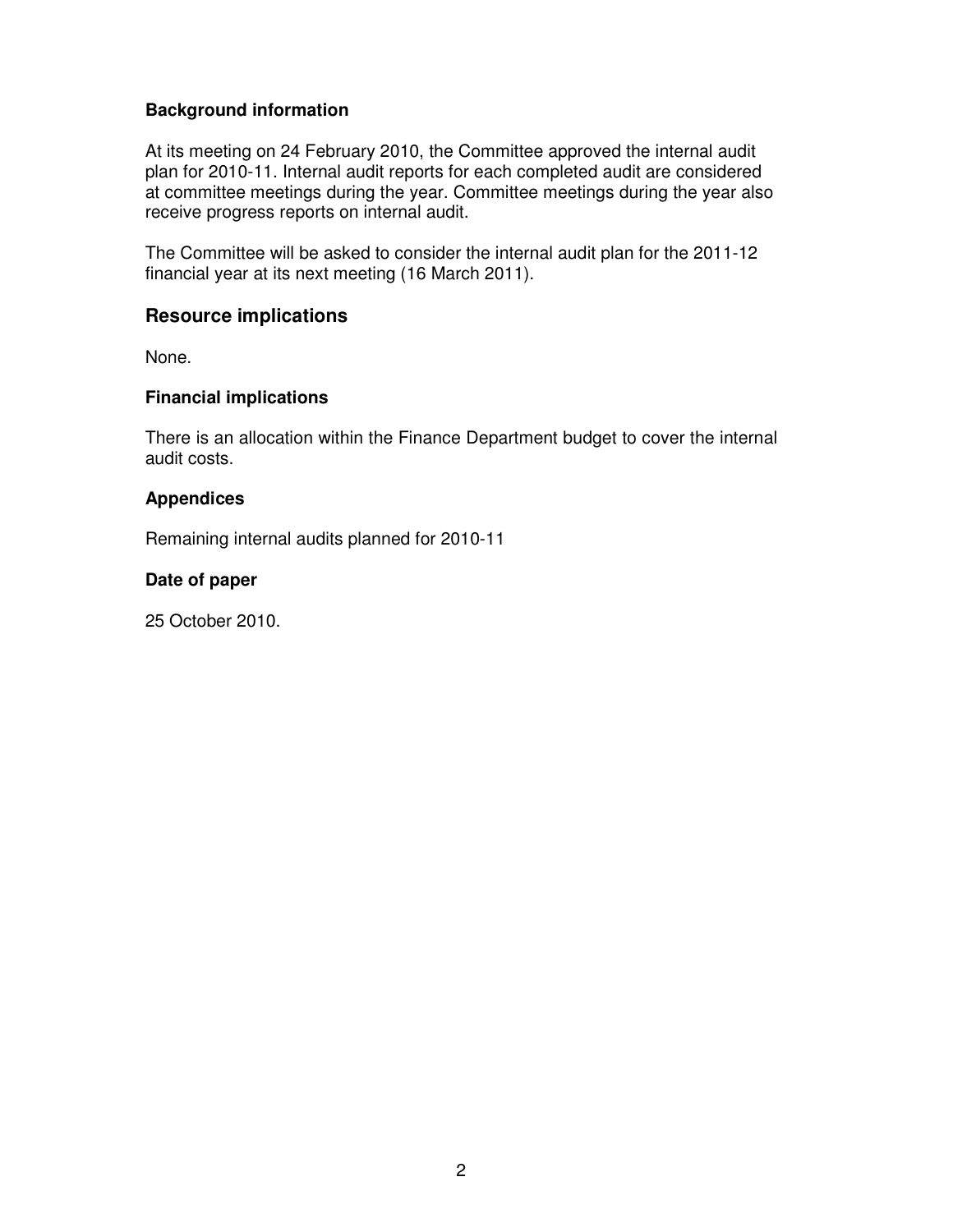### Background information

At its meeting on 24 February 2010, the Committee approved the internal audit plan for 2010-11. Internal audit reports for each completed audit are considered at committee meetings during the year. Committee meetings during the year also receive progress reports on internal audit.

The Committee will be asked to consider the internal audit plan for the 2011-12 financial year at its next meeting (16 March 2011).

## Resource implications

None.

### Financial implications

There is an allocation within the Finance Department budget to cover the internal audit costs.

### Appendices

Remaining internal audits planned for 2010-11

### Date of paper

25 October 2010.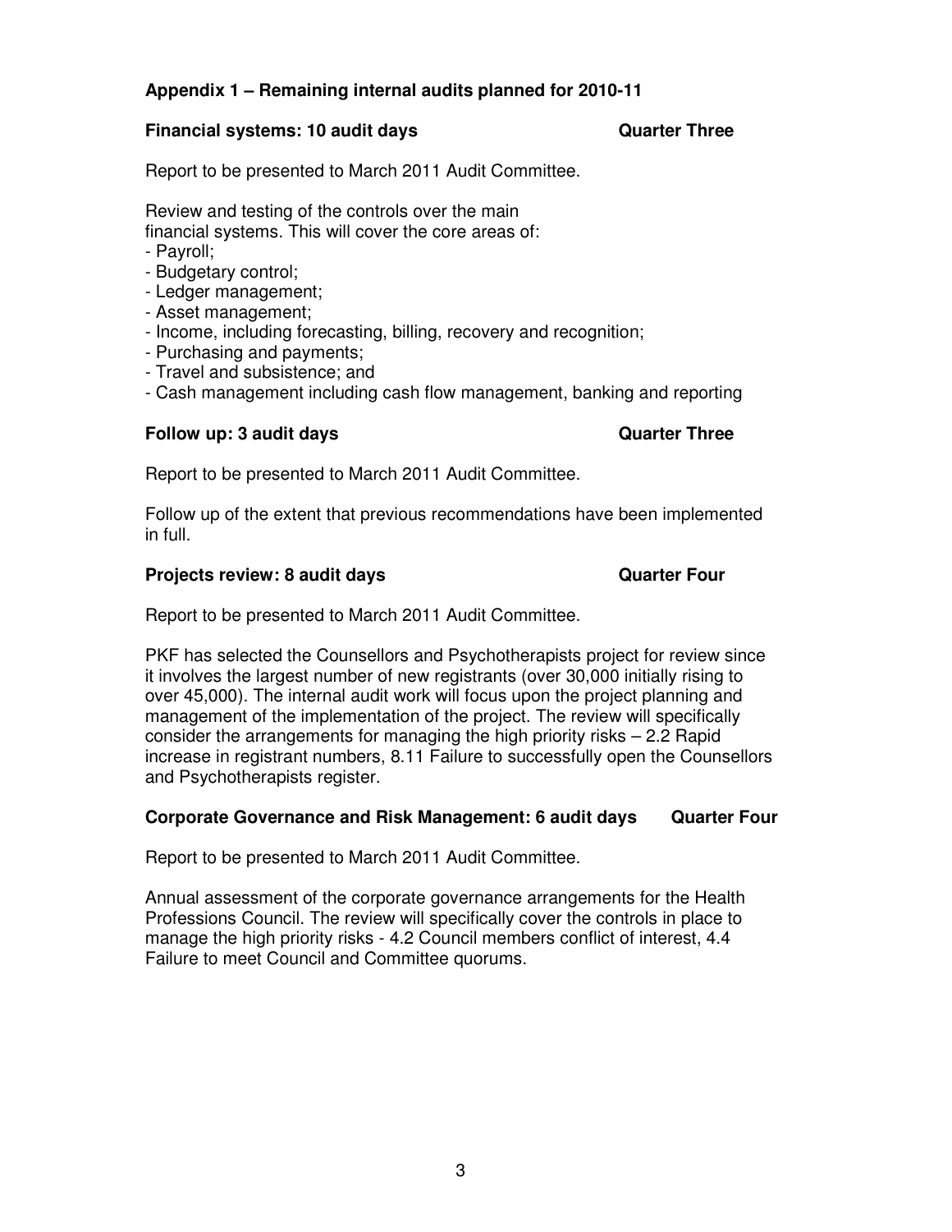**Appendix 1 – Remaining internal audits planned for 2010-11**

**Financial systems: 10 audit days Quarter Three**

Report to be presented to March 2011 Audit Committee.

Review and testing of the controls over the main financial systems. This will cover the core areas of:

- Payroll;
- Budgetary control;
- Ledger management;
- Asset management;
- Income, including forecasting, billing, recovery and recognition;
- Purchasing and payments;
- Travel and subsistence; and
- Cash management including cash flow management, banking and reporting

**Follow up: 3 audit days Quarter Three**

Report to be presented to March 2011 Audit Committee.

Follow up of the extent that previous recommendations have been implemented in full.

**Projects review: 8 audit days Quarter Four**

Report to be presented to March 2011 Audit Committee.

PKF has selected the Counsellors and Psychotherapists project for review since it involves the largest number of new registrants (over 30,000 initially rising to over 45,000). The internal audit work will focus upon the project planning and management of the implementation of the project. The review will specifically consider the arrangements for managing the high priority risks – 2.2 Rapid increase in registrant numbers, 8.11 Failure to successfully open the Counsellors and Psychotherapists register.

**Corporate Governance and Risk Management: 6 audit days Quarter Four**

Report to be presented to March 2011 Audit Committee.

Annual assessment of the corporate governance arrangements for the Health Professions Council. The review will specifically cover the controls in place to manage the high priority risks - 4.2 Council members conflict of interest, 4.4 Failure to meet Council and Committee quorums.